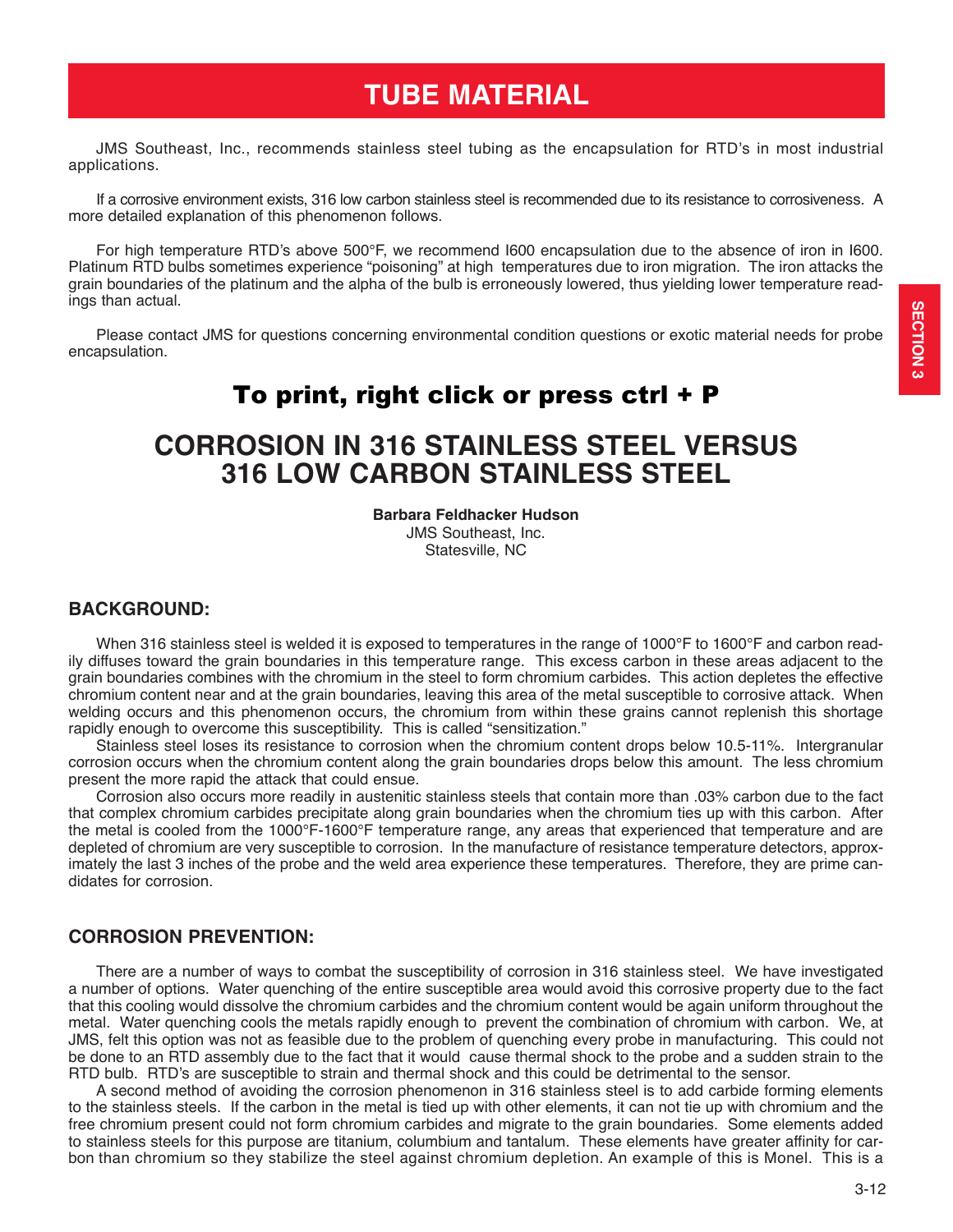# TUBE MATERIAL

JMS Southeast, Inc., recommends stainless steel tubing as the encapsulation for RTD's in most industrial applications.

If a corrosive environment exists, 316 low carbon stainless steel is recommended due to its resistance to corrosiveness. A more detailed explanation of this phenomenon follows.

For high temperature RTD's above 500°F, we recommend I600 encapsulation due to the absence of iron in I600. Platinum RTD bulbs sometimes experience "poisoning" at high temperatures due to iron migration. The iron attacks the grain boundaries of the platinum and the alpha of the bulb is erroneously lowered, thus yielding lower temperature readings than actual.

Please contact JMS for questions concerning environmental condition questions or exotic material needs for probe encapsulation.

**To print, right click or press ctrl + P**

## CORROSION IN 316 STAINLESS STEEL VERSUS 316 LOW CARBON STAINLESS STEEL

**Barbara Feldhacker Hudson**
JMS Southeast, Inc.
Statesville, NC

### BACKGROUND:

When 316 stainless steel is welded it is exposed to temperatures in the range of 1000°F to 1600°F and carbon readily diffuses toward the grain boundaries in this temperature range. This excess carbon in these areas adjacent to the grain boundaries combines with the chromium in the steel to form chromium carbides. This action depletes the effective chromium content near and at the grain boundaries, leaving this area of the metal susceptible to corrosive attack. When welding occurs and this phenomenon occurs, the chromium from within these grains cannot replenish this shortage rapidly enough to overcome this susceptibility. This is called "sensitization."

Stainless steel loses its resistance to corrosion when the chromium content drops below 10.5-11%. Intergranular corrosion occurs when the chromium content along the grain boundaries drops below this amount. The less chromium present the more rapid the attack that could ensue.

Corrosion also occurs more readily in austenitic stainless steels that contain more than .03% carbon due to the fact that complex chromium carbides precipitate along grain boundaries when the chromium ties up with this carbon. After the metal is cooled from the 1000°F-1600°F temperature range, any areas that experienced that temperature and are depleted of chromium are very susceptible to corrosion. In the manufacture of resistance temperature detectors, approximately the last 3 inches of the probe and the weld area experience these temperatures. Therefore, they are prime candidates for corrosion.

### CORROSION PREVENTION:

There are a number of ways to combat the susceptibility of corrosion in 316 stainless steel. We have investigated a number of options. Water quenching of the entire susceptible area would avoid this corrosive property due to the fact that this cooling would dissolve the chromium carbides and the chromium content would be again uniform throughout the metal. Water quenching cools the metals rapidly enough to prevent the combination of chromium with carbon. We, at JMS, felt this option was not as feasible due to the problem of quenching every probe in manufacturing. This could not be done to an RTD assembly due to the fact that it would cause thermal shock to the probe and a sudden strain to the RTD bulb. RTD's are susceptible to strain and thermal shock and this could be detrimental to the sensor.

A second method of avoiding the corrosion phenomenon in 316 stainless steel is to add carbide forming elements to the stainless steels. If the carbon in the metal is tied up with other elements, it can not tie up with chromium and the free chromium present could not form chromium carbides and migrate to the grain boundaries. Some elements added to stainless steels for this purpose are titanium, columbium and tantalum. These elements have greater affinity for carbon than chromium so they stabilize the steel against chromium depletion. An example of this is Monel. This is a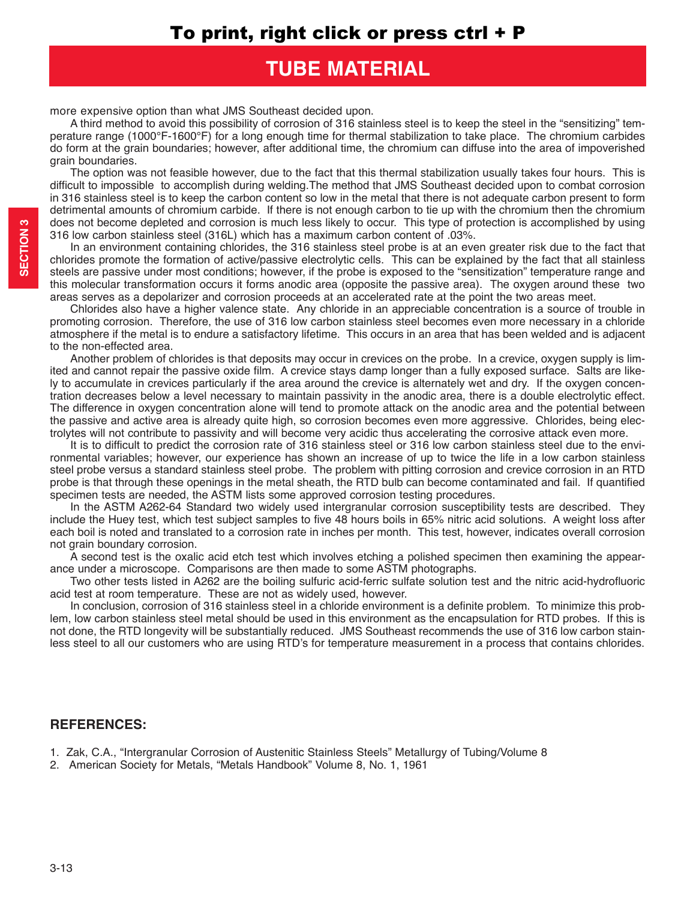# TUBE MATERIAL

more expensive option than what JMS Southeast decided upon.

A third method to avoid this possibility of corrosion of 316 stainless steel is to keep the steel in the "sensitizing" temperature range (1000°F-1600°F) for a long enough time for thermal stabilization to take place. The chromium carbides do form at the grain boundaries; however, after additional time, the chromium can diffuse into the area of impoverished grain boundaries.

The option was not feasible however, due to the fact that this thermal stabilization usually takes four hours. This is difficult to impossible to accomplish during welding.The method that JMS Southeast decided upon to combat corrosion in 316 stainless steel is to keep the carbon content so low in the metal that there is not adequate carbon present to form detrimental amounts of chromium carbide. If there is not enough carbon to tie up with the chromium then the chromium does not become depleted and corrosion is much less likely to occur. This type of protection is accomplished by using 316 low carbon stainless steel (316L) which has a maximum carbon content of .03%.

In an environment containing chlorides, the 316 stainless steel probe is at an even greater risk due to the fact that chlorides promote the formation of active/passive electrolytic cells. This can be explained by the fact that all stainless steels are passive under most conditions; however, if the probe is exposed to the "sensitization" temperature range and this molecular transformation occurs it forms anodic area (opposite the passive area). The oxygen around these two areas serves as a depolarizer and corrosion proceeds at an accelerated rate at the point the two areas meet.

Chlorides also have a higher valence state. Any chloride in an appreciable concentration is a source of trouble in promoting corrosion. Therefore, the use of 316 low carbon stainless steel becomes even more necessary in a chloride atmosphere if the metal is to endure a satisfactory lifetime. This occurs in an area that has been welded and is adjacent to the non-effected area.

Another problem of chlorides is that deposits may occur in crevices on the probe. In a crevice, oxygen supply is limited and cannot repair the passive oxide film. A crevice stays damp longer than a fully exposed surface. Salts are likely to accumulate in crevices particularly if the area around the crevice is alternately wet and dry. If the oxygen concentration decreases below a level necessary to maintain passivity in the anodic area, there is a double electrolytic effect. The difference in oxygen concentration alone will tend to promote attack on the anodic area and the potential between the passive and active area is already quite high, so corrosion becomes even more aggressive. Chlorides, being electrolytes will not contribute to passivity and will become very acidic thus accelerating the corrosive attack even more.

It is to difficult to predict the corrosion rate of 316 stainless steel or 316 low carbon stainless steel due to the environmental variables; however, our experience has shown an increase of up to twice the life in a low carbon stainless steel probe versus a standard stainless steel probe. The problem with pitting corrosion and crevice corrosion in an RTD probe is that through these openings in the metal sheath, the RTD bulb can become contaminated and fail. If quantified specimen tests are needed, the ASTM lists some approved corrosion testing procedures.

In the ASTM A262-64 Standard two widely used intergranular corrosion susceptibility tests are described. They include the Huey test, which test subject samples to five 48 hours boils in 65% nitric acid solutions. A weight loss after each boil is noted and translated to a corrosion rate in inches per month. This test, however, indicates overall corrosion not grain boundary corrosion.

A second test is the oxalic acid etch test which involves etching a polished specimen then examining the appearance under a microscope. Comparisons are then made to some ASTM photographs.

Two other tests listed in A262 are the boiling sulfuric acid-ferric sulfate solution test and the nitric acid-hydrofluoric acid test at room temperature. These are not as widely used, however.

In conclusion, corrosion of 316 stainless steel in a chloride environment is a definite problem. To minimize this problem, low carbon stainless steel metal should be used in this environment as the encapsulation for RTD probes. If this is not done, the RTD longevity will be substantially reduced. JMS Southeast recommends the use of 316 low carbon stainless steel to all our customers who are using RTD's for temperature measurement in a process that contains chlorides.

## REFERENCES:

1. Zak, C.A., "Intergranular Corrosion of Austenitic Stainless Steels" Metallurgy of Tubing/Volume 8
2. American Society for Metals, "Metals Handbook" Volume 8, No. 1, 1961